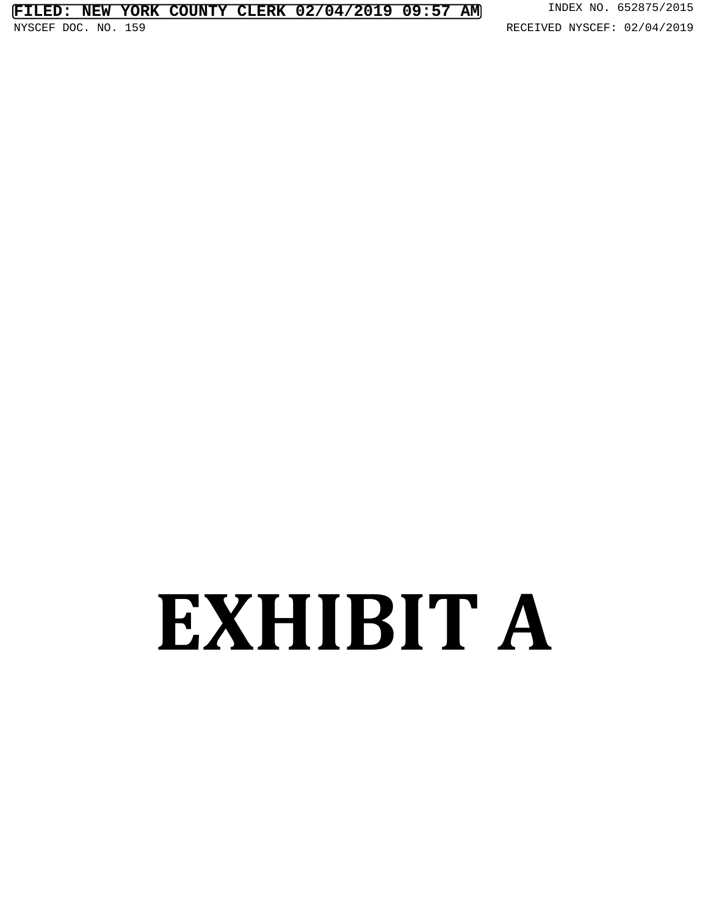# EXHIBIT A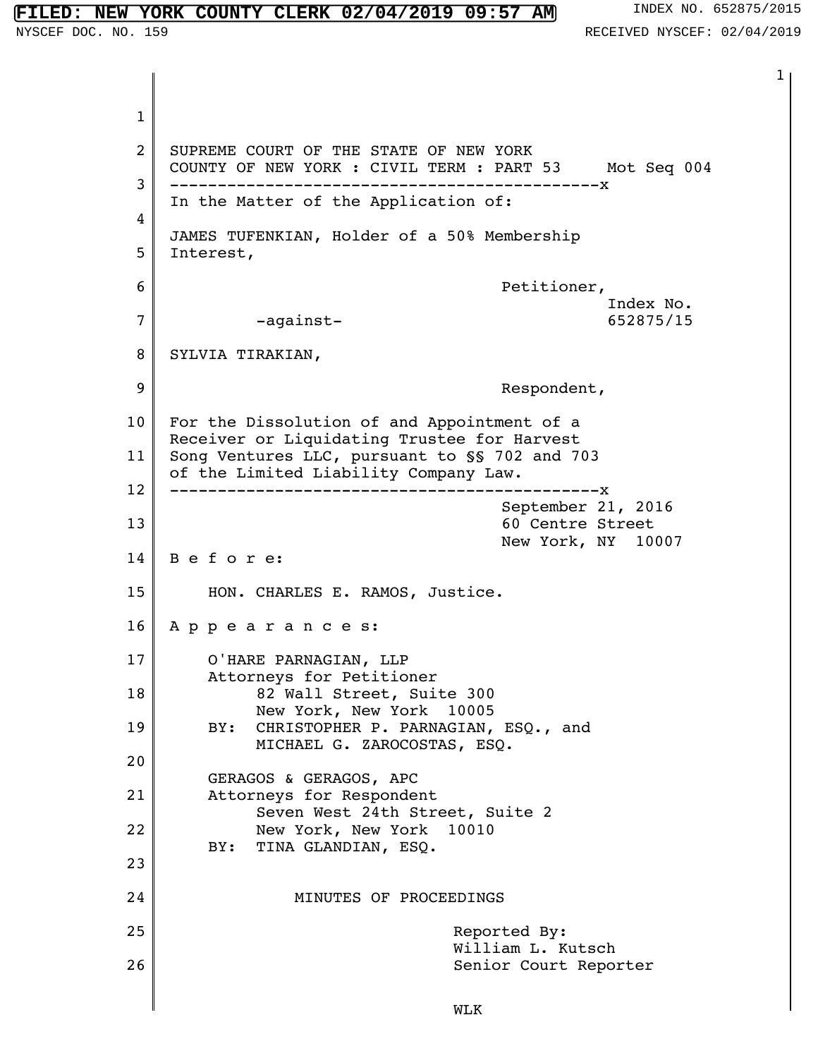SUPREME COURT OF THE STATE OF NEW YORK
COUNTY OF NEW YORK : CIVIL TERM : PART 53 Mot Seq 004

---

In the Matter of the Application of:

JAMES TUFENKIAN, Holder of a 50% Membership Interest,

Petitioner,

-against-

SYLVIA TIRAKIAN,

Respondent,

For the Dissolution of and Appointment of a Receiver or Liquidating Trustee for Harvest Song Ventures LLC, pursuant to §§ 702 and 703 of the Limited Liability Company Law.

Index No. 652875/15

---

September 21, 2016
60 Centre Street
New York, NY 10007

B e f o r e:

HON. CHARLES E. RAMOS, Justice.

A p p e a r a n c e s:

O'HARE PARNAGIAN, LLP
Attorneys for Petitioner
82 Wall Street, Suite 300
New York, New York 10005
BY: CHRISTOPHER P. PARNAGIAN, ESQ., and
MICHAEL G. ZAROCOSTAS, ESQ.

GERAGOS & GERAGOS, APC
Attorneys for Respondent
Seven West 24th Street, Suite 2
New York, New York 10010
BY: TINA GLANDIAN, ESQ.

MINUTES OF PROCEEDINGS

Reported By:
William L. Kutsch
Senior Court Reporter

WLK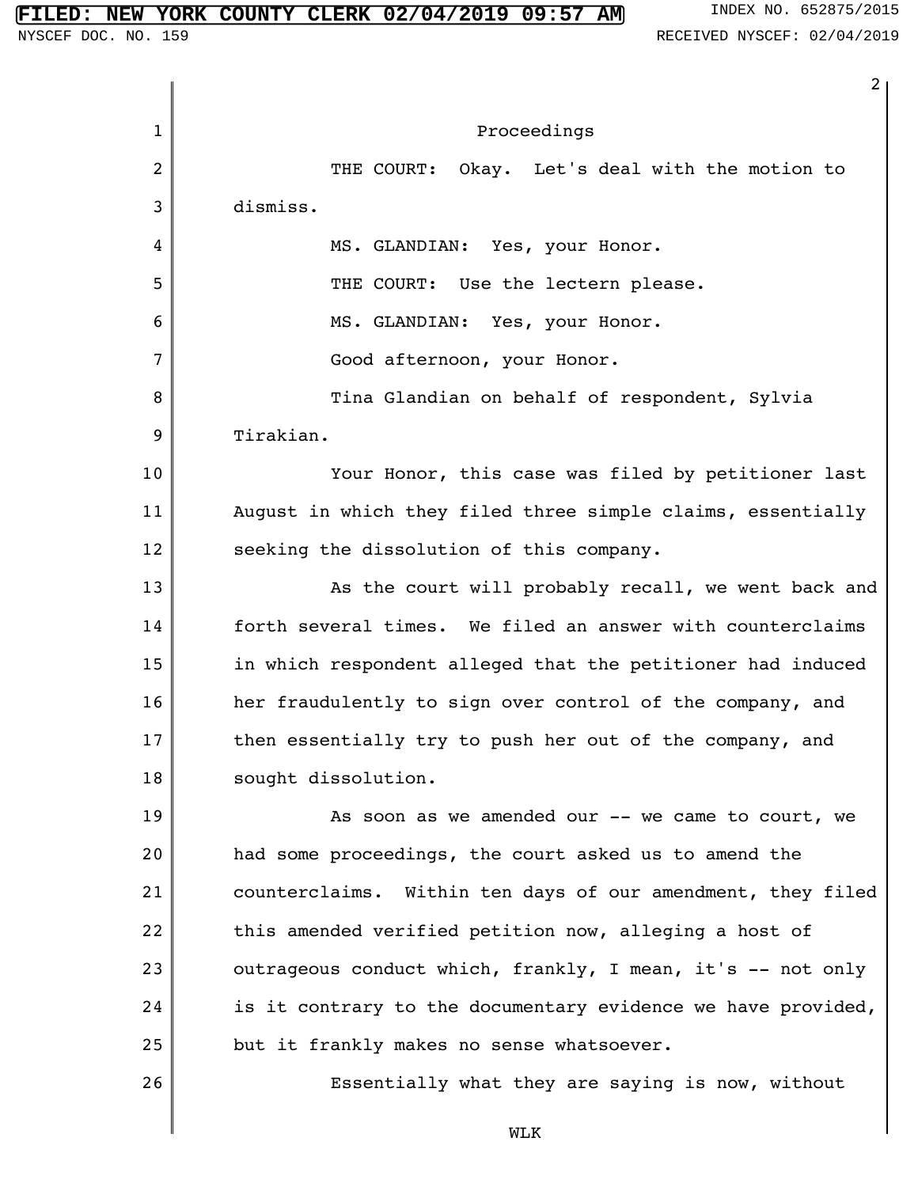Proceedings

THE COURT: Okay. Let's deal with the motion to dismiss.

MS. GLANDIAN: Yes, your Honor.

THE COURT: Use the lectern please.

MS. GLANDIAN: Yes, your Honor.

Good afternoon, your Honor.

Tina Glandian on behalf of respondent, Sylvia Tirakian.

Your Honor, this case was filed by petitioner last August in which they filed three simple claims, essentially seeking the dissolution of this company.

As the court will probably recall, we went back and forth several times. We filed an answer with counterclaims in which respondent alleged that the petitioner had induced her fraudulently to sign over control of the company, and then essentially try to push her out of the company, and sought dissolution.

As soon as we amended our -- we came to court, we had some proceedings, the court asked us to amend the counterclaims. Within ten days of our amendment, they filed this amended verified petition now, alleging a host of outrageous conduct which, frankly, I mean, it's -- not only is it contrary to the documentary evidence we have provided, but it frankly makes no sense whatsoever.

Essentially what they are saying is now, without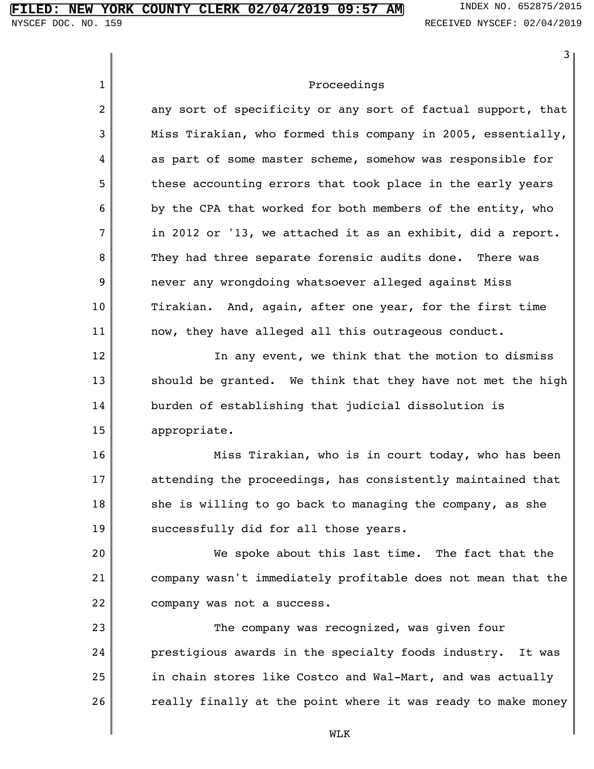Proceedings

any sort of specificity or any sort of factual support, that Miss Tirakian, who formed this company in 2005, essentially, as part of some master scheme, somehow was responsible for these accounting errors that took place in the early years by the CPA that worked for both members of the entity, who in 2012 or '13, we attached it as an exhibit, did a report. They had three separate forensic audits done. There was never any wrongdoing whatsoever alleged against Miss Tirakian. And, again, after one year, for the first time now, they have alleged all this outrageous conduct.

In any event, we think that the motion to dismiss should be granted. We think that they have not met the high burden of establishing that judicial dissolution is appropriate.

Miss Tirakian, who is in court today, who has been attending the proceedings, has consistently maintained that she is willing to go back to managing the company, as she successfully did for all those years.

We spoke about this last time. The fact that the company wasn't immediately profitable does not mean that the company was not a success.

The company was recognized, was given four prestigious awards in the specialty foods industry. It was in chain stores like Costco and Wal-Mart, and was actually really finally at the point where it was ready to make money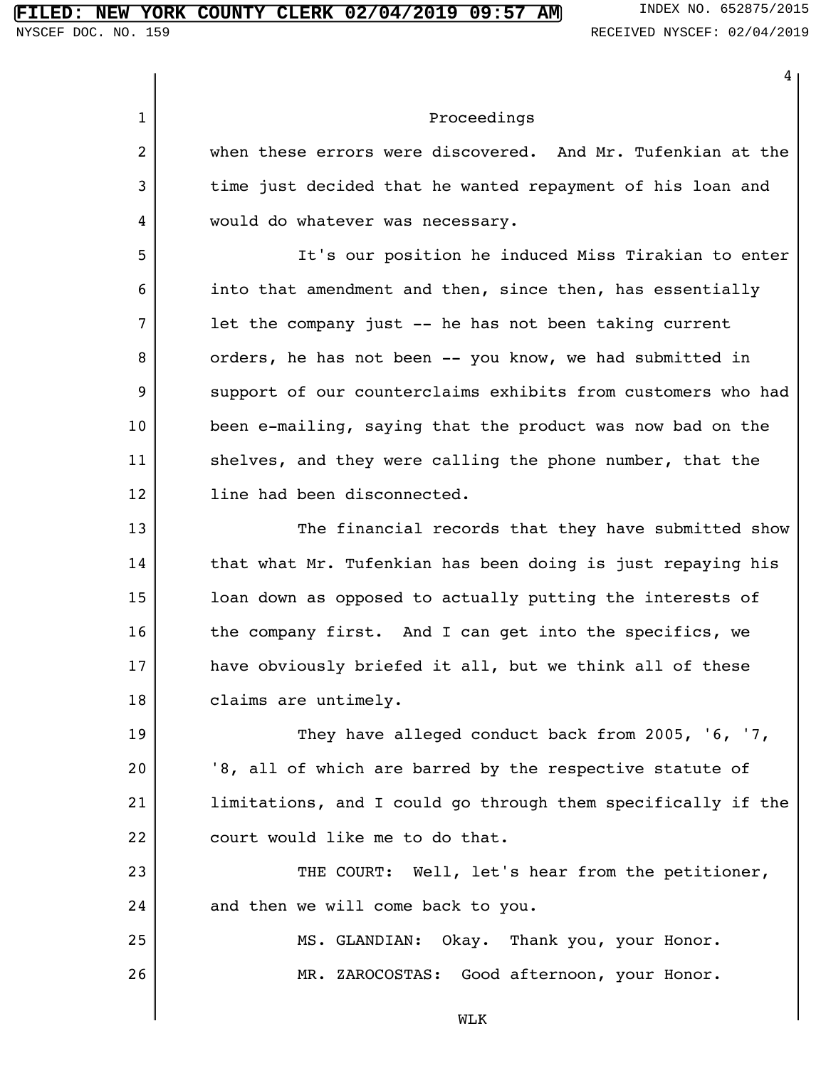Proceedings

when these errors were discovered. And Mr. Tufenkian at the time just decided that he wanted repayment of his loan and would do whatever was necessary.

It's our position he induced Miss Tirakian to enter into that amendment and then, since then, has essentially let the company just -- he has not been taking current orders, he has not been -- you know, we had submitted in support of our counterclaims exhibits from customers who had been e-mailing, saying that the product was now bad on the shelves, and they were calling the phone number, that the line had been disconnected.

The financial records that they have submitted show that what Mr. Tufenkian has been doing is just repaying his loan down as opposed to actually putting the interests of the company first. And I can get into the specifics, we have obviously briefed it all, but we think all of these claims are untimely.

They have alleged conduct back from 2005, '6, '7, '8, all of which are barred by the respective statute of limitations, and I could go through them specifically if the court would like me to do that.

THE COURT: Well, let's hear from the petitioner, and then we will come back to you.

MS. GLANDIAN: Okay. Thank you, your Honor.

MR. ZAROCOSTAS: Good afternoon, your Honor.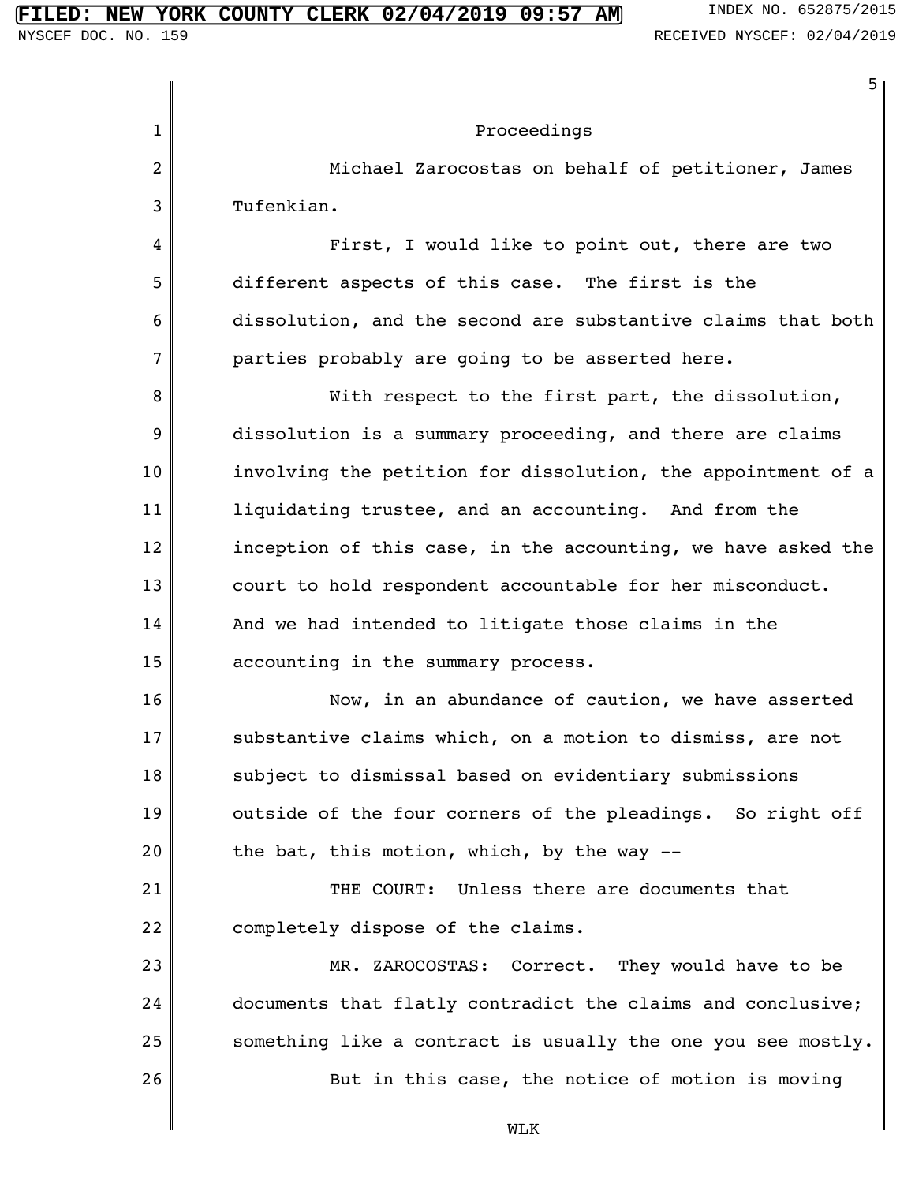Proceedings

Michael Zarocostas on behalf of petitioner, James Tufenkian.

First, I would like to point out, there are two different aspects of this case. The first is the dissolution, and the second are substantive claims that both parties probably are going to be asserted here.

With respect to the first part, the dissolution, dissolution is a summary proceeding, and there are claims involving the petition for dissolution, the appointment of a liquidating trustee, and an accounting. And from the inception of this case, in the accounting, we have asked the court to hold respondent accountable for her misconduct. And we had intended to litigate those claims in the accounting in the summary process.

Now, in an abundance of caution, we have asserted substantive claims which, on a motion to dismiss, are not subject to dismissal based on evidentiary submissions outside of the four corners of the pleadings. So right off the bat, this motion, which, by the way --

THE COURT: Unless there are documents that completely dispose of the claims.

MR. ZAROCOSTAS: Correct. They would have to be documents that flatly contradict the claims and conclusive; something like a contract is usually the one you see mostly.

But in this case, the notice of motion is moving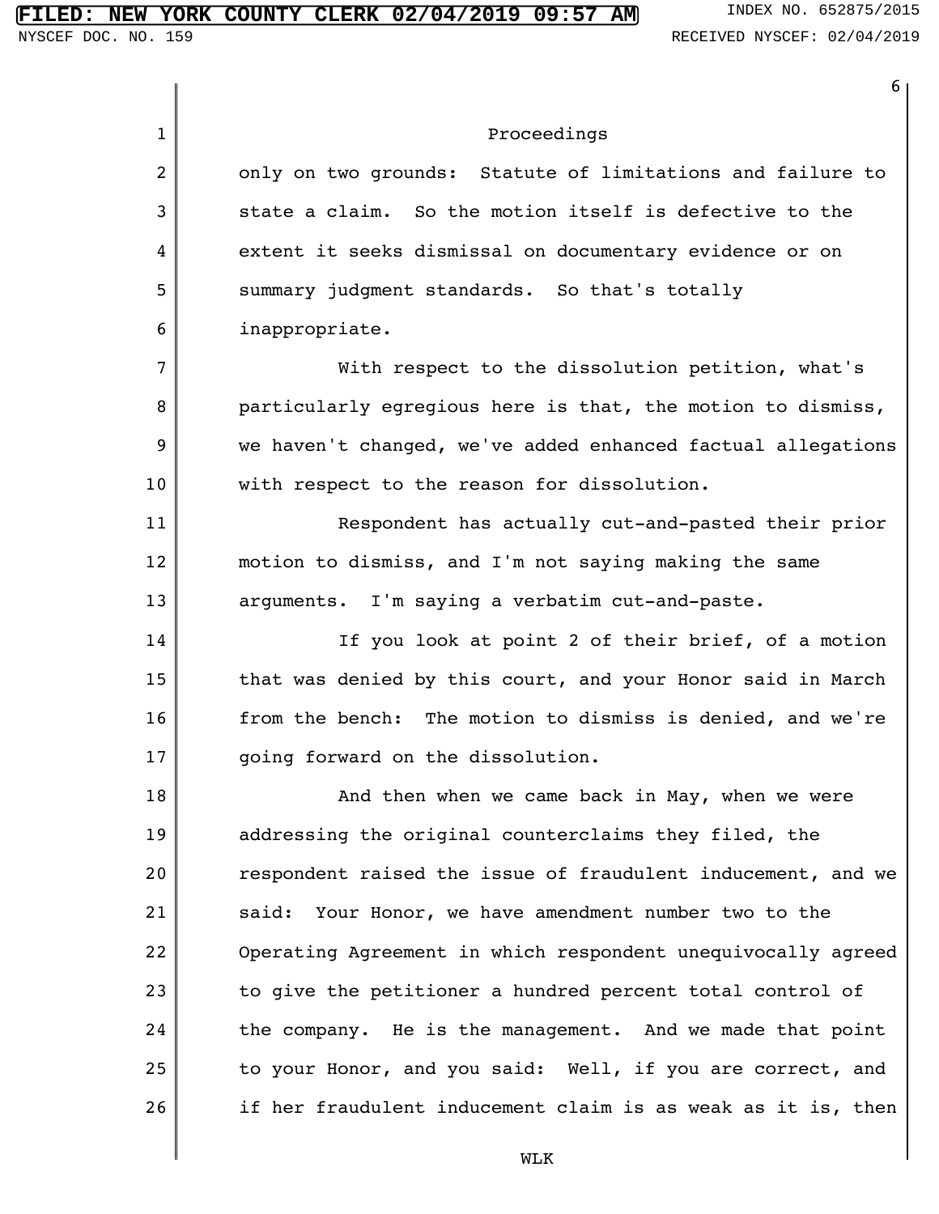Proceedings

only on two grounds: Statute of limitations and failure to state a claim. So the motion itself is defective to the extent it seeks dismissal on documentary evidence or on summary judgment standards. So that's totally inappropriate.

With respect to the dissolution petition, what's particularly egregious here is that, the motion to dismiss, we haven't changed, we've added enhanced factual allegations with respect to the reason for dissolution.

Respondent has actually cut-and-pasted their prior motion to dismiss, and I'm not saying making the same arguments. I'm saying a verbatim cut-and-paste.

If you look at point 2 of their brief, of a motion that was denied by this court, and your Honor said in March from the bench: The motion to dismiss is denied, and we're going forward on the dissolution.

And then when we came back in May, when we were addressing the original counterclaims they filed, the respondent raised the issue of fraudulent inducement, and we said: Your Honor, we have amendment number two to the Operating Agreement in which respondent unequivocally agreed to give the petitioner a hundred percent total control of the company. He is the management. And we made that point to your Honor, and you said: Well, if you are correct, and if her fraudulent inducement claim is as weak as it is, then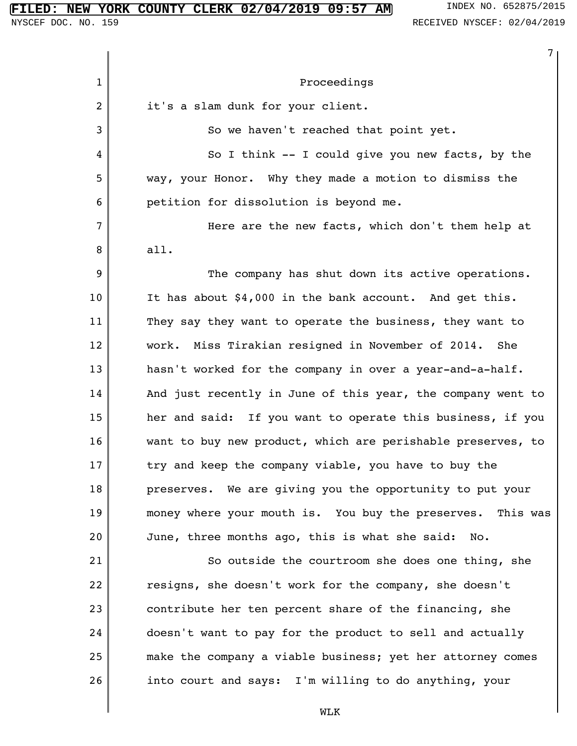Proceedings

it's a slam dunk for your client.

So we haven't reached that point yet.

So I think -- I could give you new facts, by the way, your Honor. Why they made a motion to dismiss the petition for dissolution is beyond me.

Here are the new facts, which don't them help at all.

The company has shut down its active operations. It has about $4,000 in the bank account. And get this. They say they want to operate the business, they want to work. Miss Tirakian resigned in November of 2014. She hasn't worked for the company in over a year-and-a-half. And just recently in June of this year, the company went to her and said: If you want to operate this business, if you want to buy new product, which are perishable preserves, to try and keep the company viable, you have to buy the preserves. We are giving you the opportunity to put your money where your mouth is. You buy the preserves. This was June, three months ago, this is what she said: No.

So outside the courtroom she does one thing, she resigns, she doesn't work for the company, she doesn't contribute her ten percent share of the financing, she doesn't want to pay for the product to sell and actually make the company a viable business; yet her attorney comes into court and says: I'm willing to do anything, your

WLK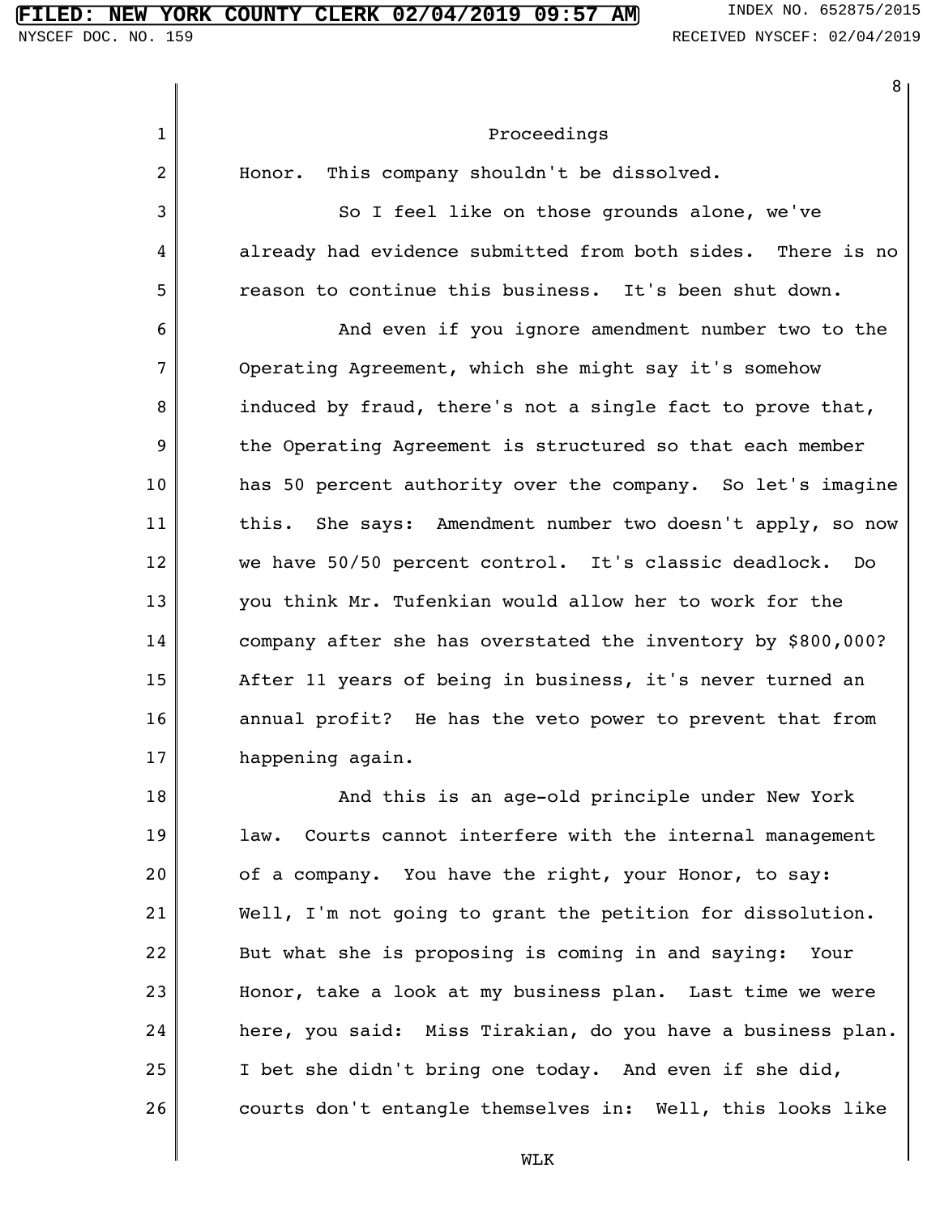Proceedings

Honor. This company shouldn't be dissolved.

So I feel like on those grounds alone, we've already had evidence submitted from both sides. There is no reason to continue this business. It's been shut down.

And even if you ignore amendment number two to the Operating Agreement, which she might say it's somehow induced by fraud, there's not a single fact to prove that, the Operating Agreement is structured so that each member has 50 percent authority over the company. So let's imagine this. She says: Amendment number two doesn't apply, so now we have 50/50 percent control. It's classic deadlock. Do you think Mr. Tufenkian would allow her to work for the company after she has overstated the inventory by $800,000? After 11 years of being in business, it's never turned an annual profit? He has the veto power to prevent that from happening again.

And this is an age-old principle under New York law. Courts cannot interfere with the internal management of a company. You have the right, your Honor, to say: Well, I'm not going to grant the petition for dissolution. But what she is proposing is coming in and saying: Your Honor, take a look at my business plan. Last time we were here, you said: Miss Tirakian, do you have a business plan. I bet she didn't bring one today. And even if she did, courts don't entangle themselves in: Well, this looks like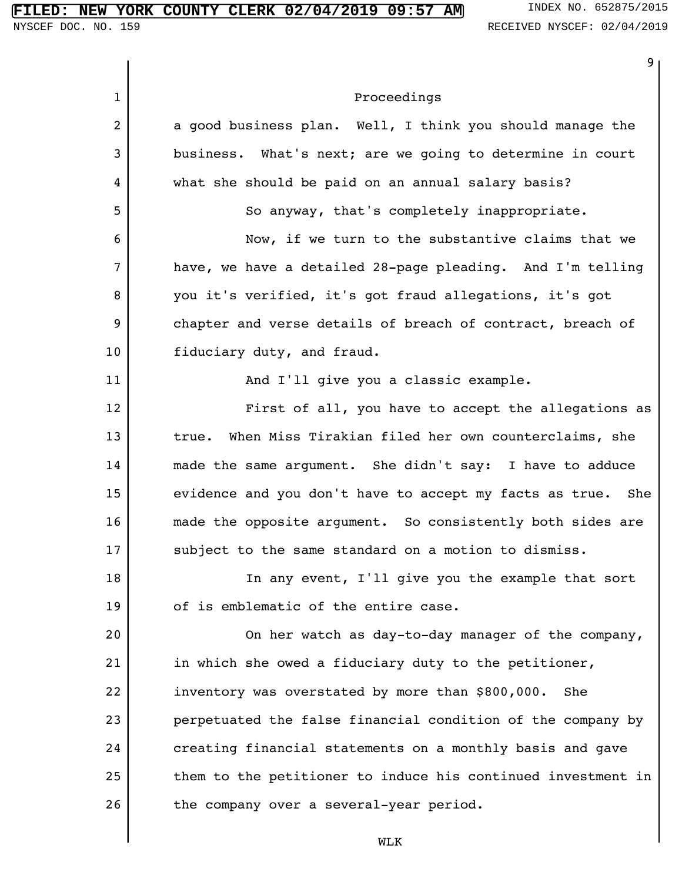Proceedings

a good business plan. Well, I think you should manage the business. What's next; are we going to determine in court what she should be paid on an annual salary basis?

So anyway, that's completely inappropriate.

Now, if we turn to the substantive claims that we have, we have a detailed 28-page pleading. And I'm telling you it's verified, it's got fraud allegations, it's got chapter and verse details of breach of contract, breach of fiduciary duty, and fraud.

And I'll give you a classic example.

First of all, you have to accept the allegations as true. When Miss Tirakian filed her own counterclaims, she made the same argument. She didn't say: I have to adduce evidence and you don't have to accept my facts as true. She made the opposite argument. So consistently both sides are subject to the same standard on a motion to dismiss.

In any event, I'll give you the example that sort of is emblematic of the entire case.

On her watch as day-to-day manager of the company, in which she owed a fiduciary duty to the petitioner, inventory was overstated by more than $800,000. She perpetuated the false financial condition of the company by creating financial statements on a monthly basis and gave them to the petitioner to induce his continued investment in the company over a several-year period.

WLK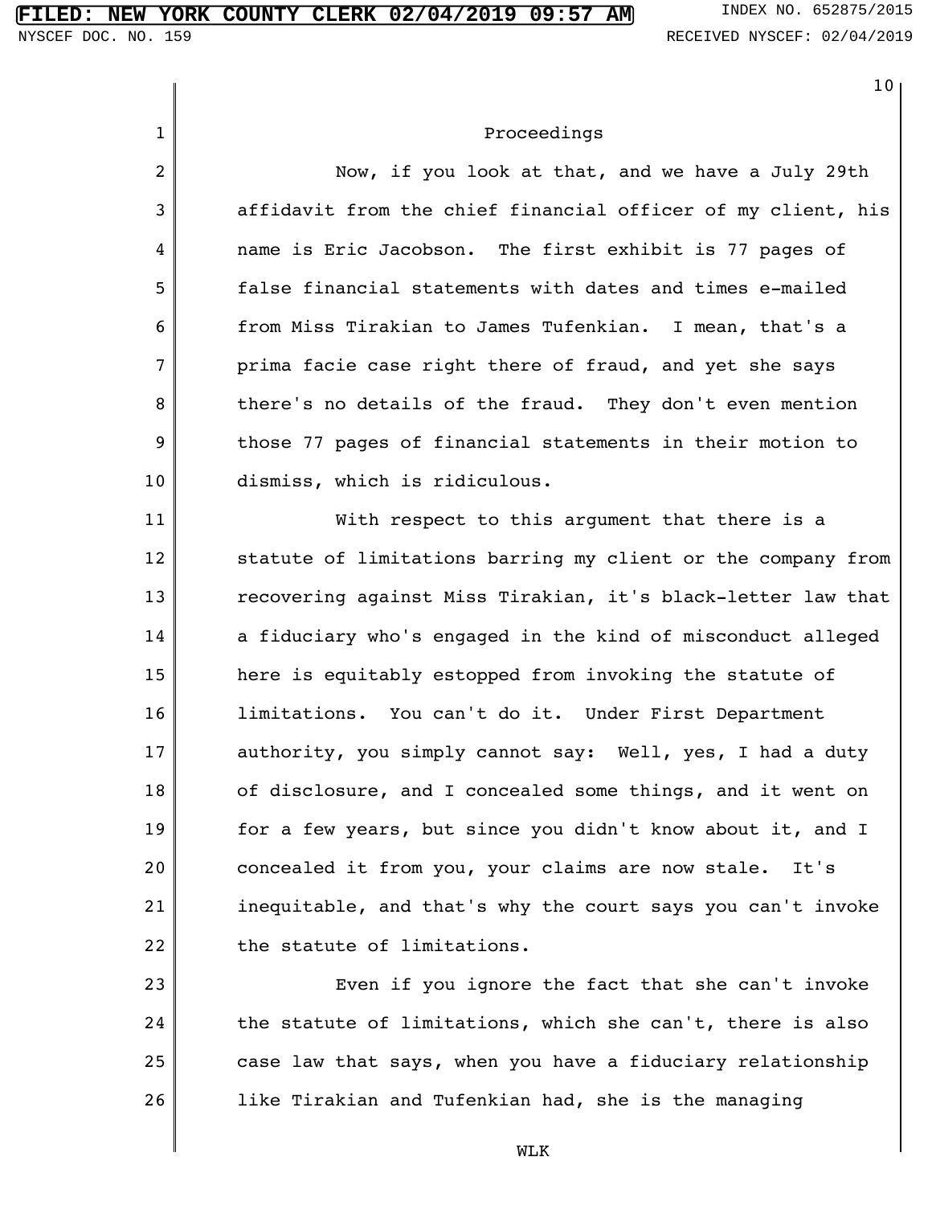Proceedings

Now, if you look at that, and we have a July 29th affidavit from the chief financial officer of my client, his name is Eric Jacobson. The first exhibit is 77 pages of false financial statements with dates and times e-mailed from Miss Tirakian to James Tufenkian. I mean, that's a prima facie case right there of fraud, and yet she says there's no details of the fraud. They don't even mention those 77 pages of financial statements in their motion to dismiss, which is ridiculous.

With respect to this argument that there is a statute of limitations barring my client or the company from recovering against Miss Tirakian, it's black-letter law that a fiduciary who's engaged in the kind of misconduct alleged here is equitably estopped from invoking the statute of limitations. You can't do it. Under First Department authority, you simply cannot say: Well, yes, I had a duty of disclosure, and I concealed some things, and it went on for a few years, but since you didn't know about it, and I concealed it from you, your claims are now stale. It's inequitable, and that's why the court says you can't invoke the statute of limitations.

Even if you ignore the fact that she can't invoke the statute of limitations, which she can't, there is also case law that says, when you have a fiduciary relationship like Tirakian and Tufenkian had, she is the managing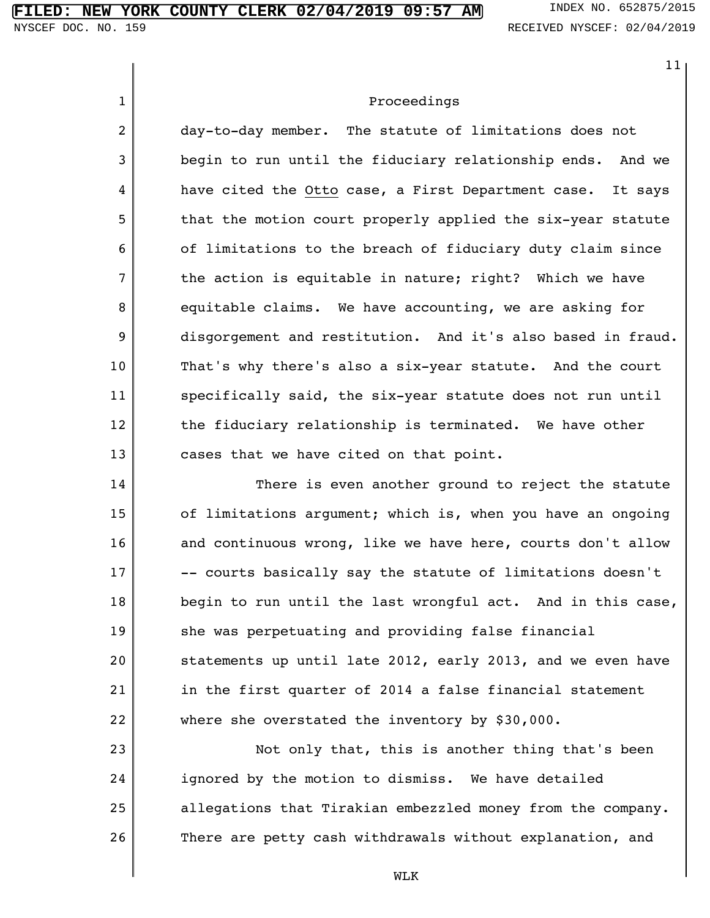Proceedings

day-to-day member. The statute of limitations does not begin to run until the fiduciary relationship ends. And we have cited the Otto case, a First Department case. It says that the motion court properly applied the six-year statute of limitations to the breach of fiduciary duty claim since the action is equitable in nature; right? Which we have equitable claims. We have accounting, we are asking for disgorgement and restitution. And it's also based in fraud. That's why there's also a six-year statute. And the court specifically said, the six-year statute does not run until the fiduciary relationship is terminated. We have other cases that we have cited on that point.

There is even another ground to reject the statute of limitations argument; which is, when you have an ongoing and continuous wrong, like we have here, courts don't allow -- courts basically say the statute of limitations doesn't begin to run until the last wrongful act. And in this case, she was perpetuating and providing false financial statements up until late 2012, early 2013, and we even have in the first quarter of 2014 a false financial statement where she overstated the inventory by $30,000.

Not only that, this is another thing that's been ignored by the motion to dismiss. We have detailed allegations that Tirakian embezzled money from the company. There are petty cash withdrawals without explanation, and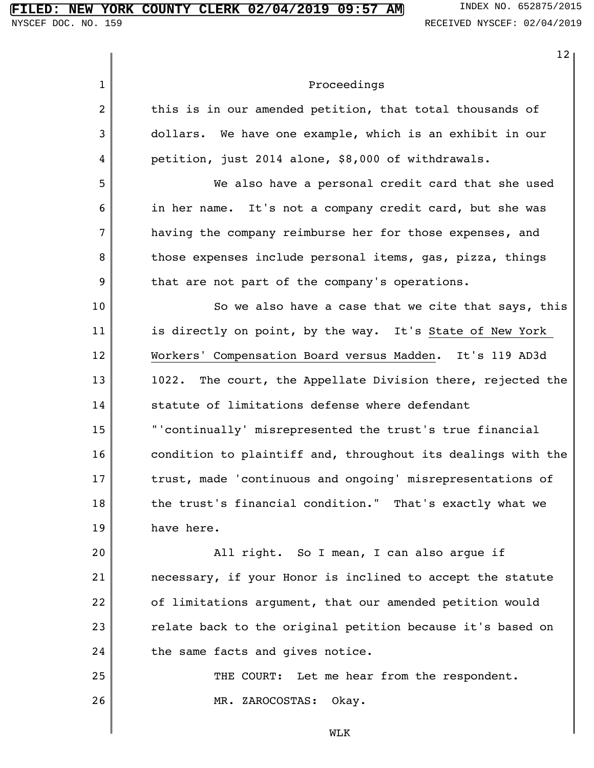Proceedings

this is in our amended petition, that total thousands of dollars. We have one example, which is an exhibit in our petition, just 2014 alone, $8,000 of withdrawals.

We also have a personal credit card that she used in her name. It's not a company credit card, but she was having the company reimburse her for those expenses, and those expenses include personal items, gas, pizza, things that are not part of the company's operations.

So we also have a case that we cite that says, this is directly on point, by the way. It's State of New York Workers' Compensation Board versus Madden. It's 119 AD3d 1022. The court, the Appellate Division there, rejected the statute of limitations defense where defendant "'continually' misrepresented the trust's true financial condition to plaintiff and, throughout its dealings with the trust, made 'continuous and ongoing' misrepresentations of the trust's financial condition." That's exactly what we have here.

All right. So I mean, I can also argue if necessary, if your Honor is inclined to accept the statute of limitations argument, that our amended petition would relate back to the original petition because it's based on the same facts and gives notice.

THE COURT: Let me hear from the respondent.

MR. ZAROCOSTAS: Okay.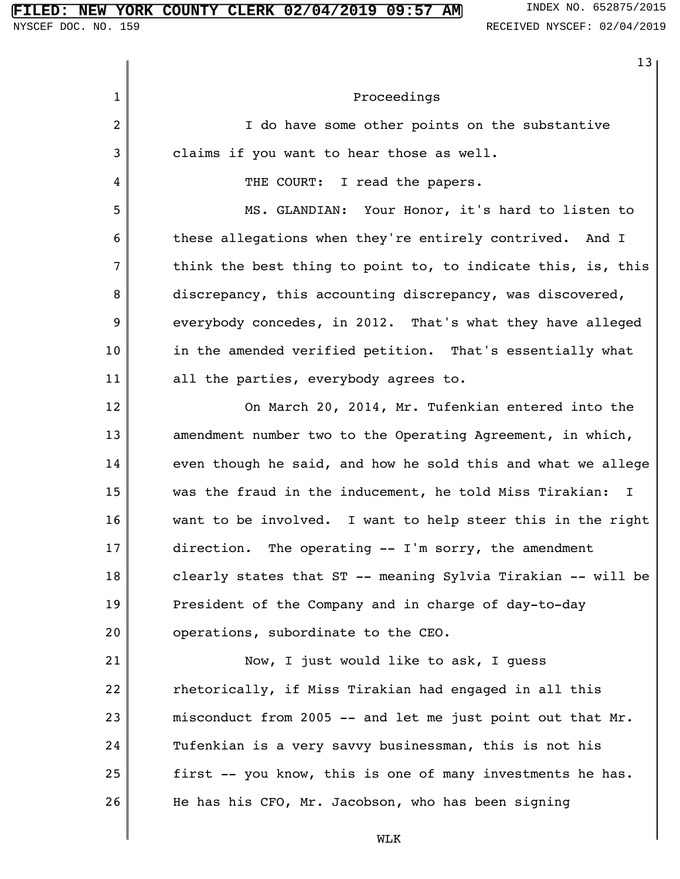Proceedings

I do have some other points on the substantive claims if you want to hear those as well.

THE COURT: I read the papers.

MS. GLANDIAN: Your Honor, it's hard to listen to these allegations when they're entirely contrived. And I think the best thing to point to, to indicate this, is, this discrepancy, this accounting discrepancy, was discovered, everybody concedes, in 2012. That's what they have alleged in the amended verified petition. That's essentially what all the parties, everybody agrees to.

On March 20, 2014, Mr. Tufenkian entered into the amendment number two to the Operating Agreement, in which, even though he said, and how he sold this and what we allege was the fraud in the inducement, he told Miss Tirakian: I want to be involved. I want to help steer this in the right direction. The operating -- I'm sorry, the amendment clearly states that ST -- meaning Sylvia Tirakian -- will be President of the Company and in charge of day-to-day operations, subordinate to the CEO.

Now, I just would like to ask, I guess rhetorically, if Miss Tirakian had engaged in all this misconduct from 2005 -- and let me just point out that Mr. Tufenkian is a very savvy businessman, this is not his first -- you know, this is one of many investments he has. He has his CFO, Mr. Jacobson, who has been signing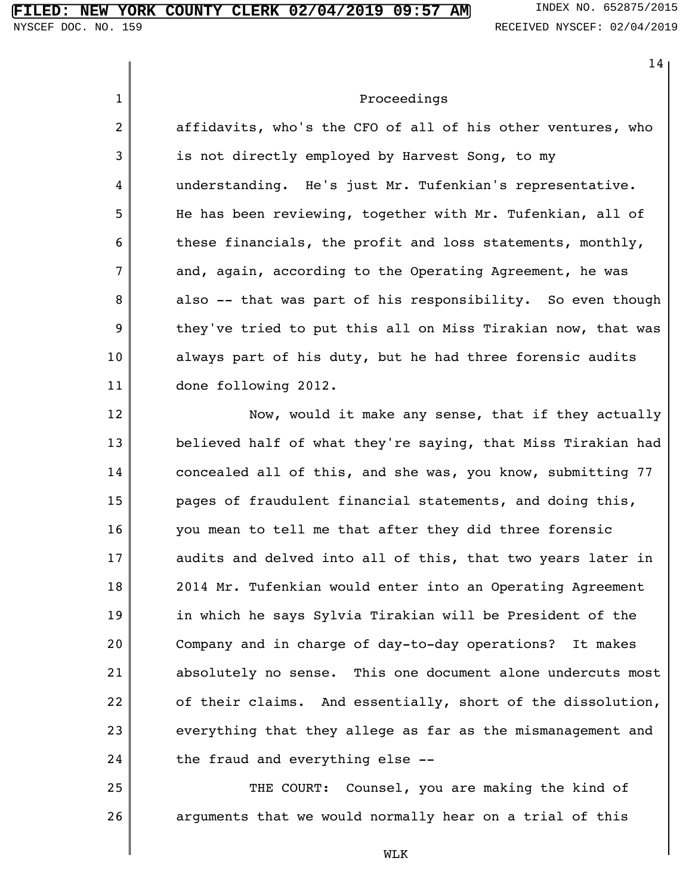Proceedings

affidavits, who's the CFO of all of his other ventures, who is not directly employed by Harvest Song, to my understanding. He's just Mr. Tufenkian's representative. He has been reviewing, together with Mr. Tufenkian, all of these financials, the profit and loss statements, monthly, and, again, according to the Operating Agreement, he was also -- that was part of his responsibility. So even though they've tried to put this all on Miss Tirakian now, that was always part of his duty, but he had three forensic audits done following 2012.

Now, would it make any sense, that if they actually believed half of what they're saying, that Miss Tirakian had concealed all of this, and she was, you know, submitting 77 pages of fraudulent financial statements, and doing this, you mean to tell me that after they did three forensic audits and delved into all of this, that two years later in 2014 Mr. Tufenkian would enter into an Operating Agreement in which he says Sylvia Tirakian will be President of the Company and in charge of day-to-day operations? It makes absolutely no sense. This one document alone undercuts most of their claims. And essentially, short of the dissolution, everything that they allege as far as the mismanagement and the fraud and everything else --

THE COURT: Counsel, you are making the kind of arguments that we would normally hear on a trial of this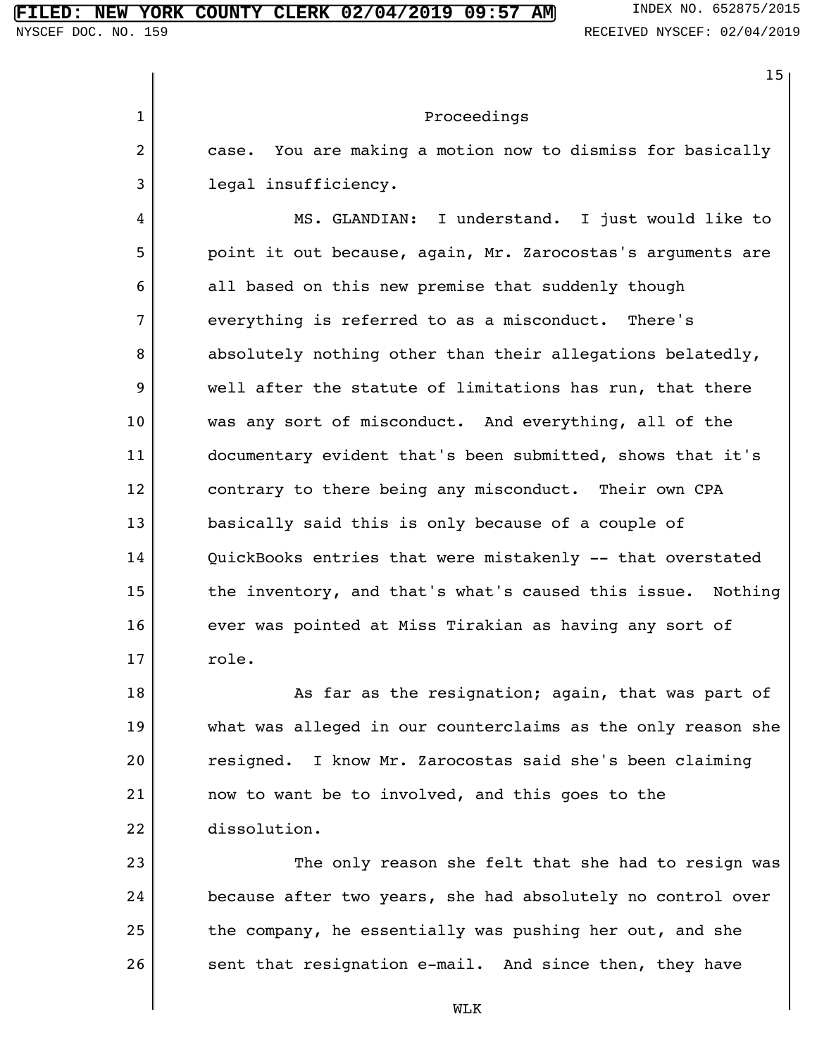Proceedings

case. You are making a motion now to dismiss for basically legal insufficiency.

MS. GLANDIAN: I understand. I just would like to point it out because, again, Mr. Zarocostas's arguments are all based on this new premise that suddenly though everything is referred to as a misconduct. There's absolutely nothing other than their allegations belatedly, well after the statute of limitations has run, that there was any sort of misconduct. And everything, all of the documentary evident that's been submitted, shows that it's contrary to there being any misconduct. Their own CPA basically said this is only because of a couple of QuickBooks entries that were mistakenly -- that overstated the inventory, and that's what's caused this issue. Nothing ever was pointed at Miss Tirakian as having any sort of role.

As far as the resignation; again, that was part of what was alleged in our counterclaims as the only reason she resigned. I know Mr. Zarocostas said she's been claiming now to want be to involved, and this goes to the dissolution.

The only reason she felt that she had to resign was because after two years, she had absolutely no control over the company, he essentially was pushing her out, and she sent that resignation e-mail. And since then, they have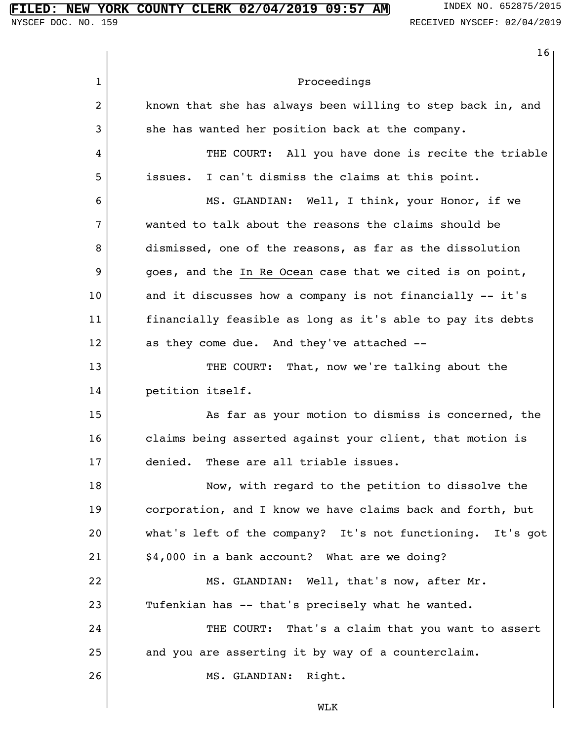Proceedings

known that she has always been willing to step back in, and she has wanted her position back at the company.

THE COURT: All you have done is recite the triable issues. I can't dismiss the claims at this point.

MS. GLANDIAN: Well, I think, your Honor, if we wanted to talk about the reasons the claims should be dismissed, one of the reasons, as far as the dissolution goes, and the In Re Ocean case that we cited is on point, and it discusses how a company is not financially -- it's financially feasible as long as it's able to pay its debts as they come due. And they've attached --

THE COURT: That, now we're talking about the petition itself.

As far as your motion to dismiss is concerned, the claims being asserted against your client, that motion is denied. These are all triable issues.

Now, with regard to the petition to dissolve the corporation, and I know we have claims back and forth, but what's left of the company? It's not functioning. It's got $4,000 in a bank account? What are we doing?

MS. GLANDIAN: Well, that's now, after Mr. Tufenkian has -- that's precisely what he wanted.

THE COURT: That's a claim that you want to assert and you are asserting it by way of a counterclaim.

MS. GLANDIAN: Right.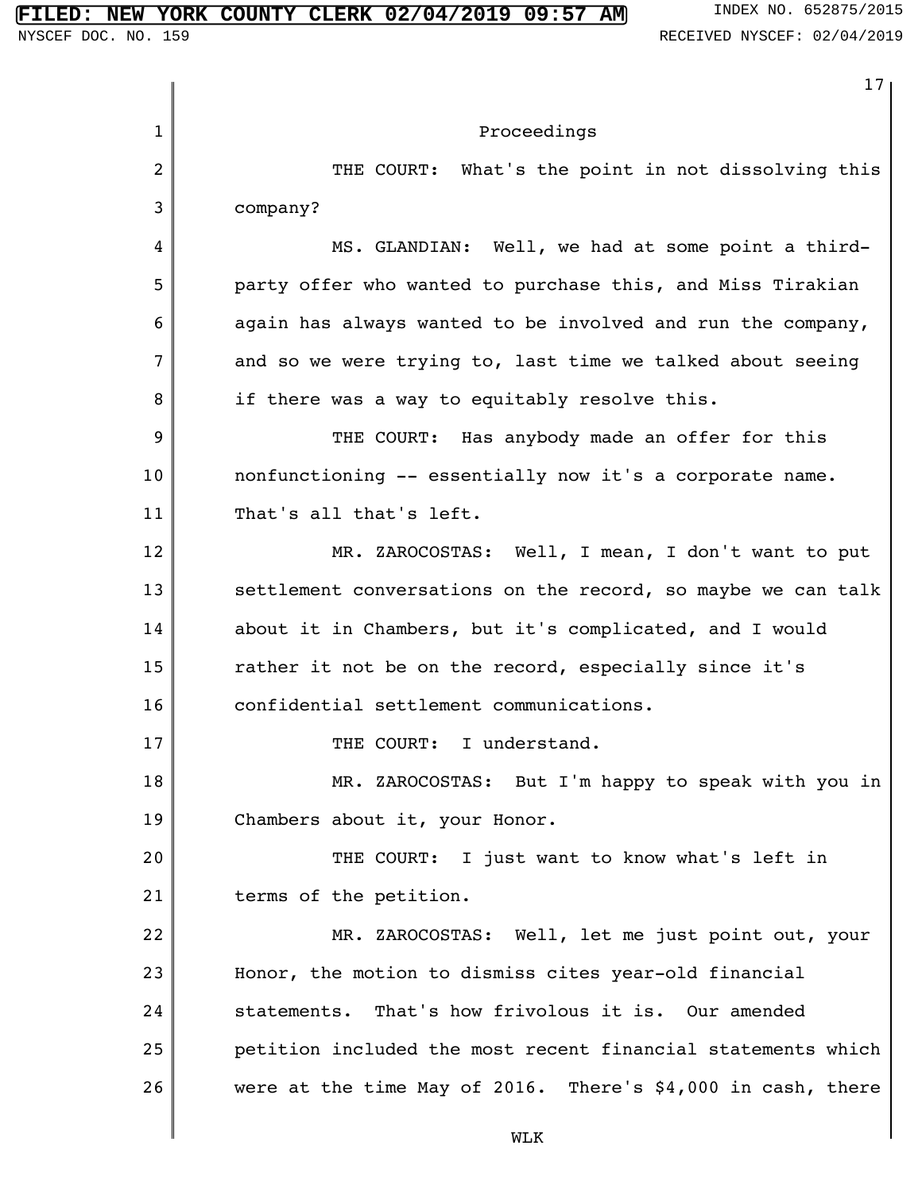Proceedings

THE COURT: What's the point in not dissolving this company?

MS. GLANDIAN: Well, we had at some point a third-party offer who wanted to purchase this, and Miss Tirakian again has always wanted to be involved and run the company, and so we were trying to, last time we talked about seeing if there was a way to equitably resolve this.

THE COURT: Has anybody made an offer for this nonfunctioning -- essentially now it's a corporate name. That's all that's left.

MR. ZAROCOSTAS: Well, I mean, I don't want to put settlement conversations on the record, so maybe we can talk about it in Chambers, but it's complicated, and I would rather it not be on the record, especially since it's confidential settlement communications.

THE COURT: I understand.

MR. ZAROCOSTAS: But I'm happy to speak with you in Chambers about it, your Honor.

THE COURT: I just want to know what's left in terms of the petition.

MR. ZAROCOSTAS: Well, let me just point out, your Honor, the motion to dismiss cites year-old financial statements. That's how frivolous it is. Our amended petition included the most recent financial statements which were at the time May of 2016. There's $4,000 in cash, there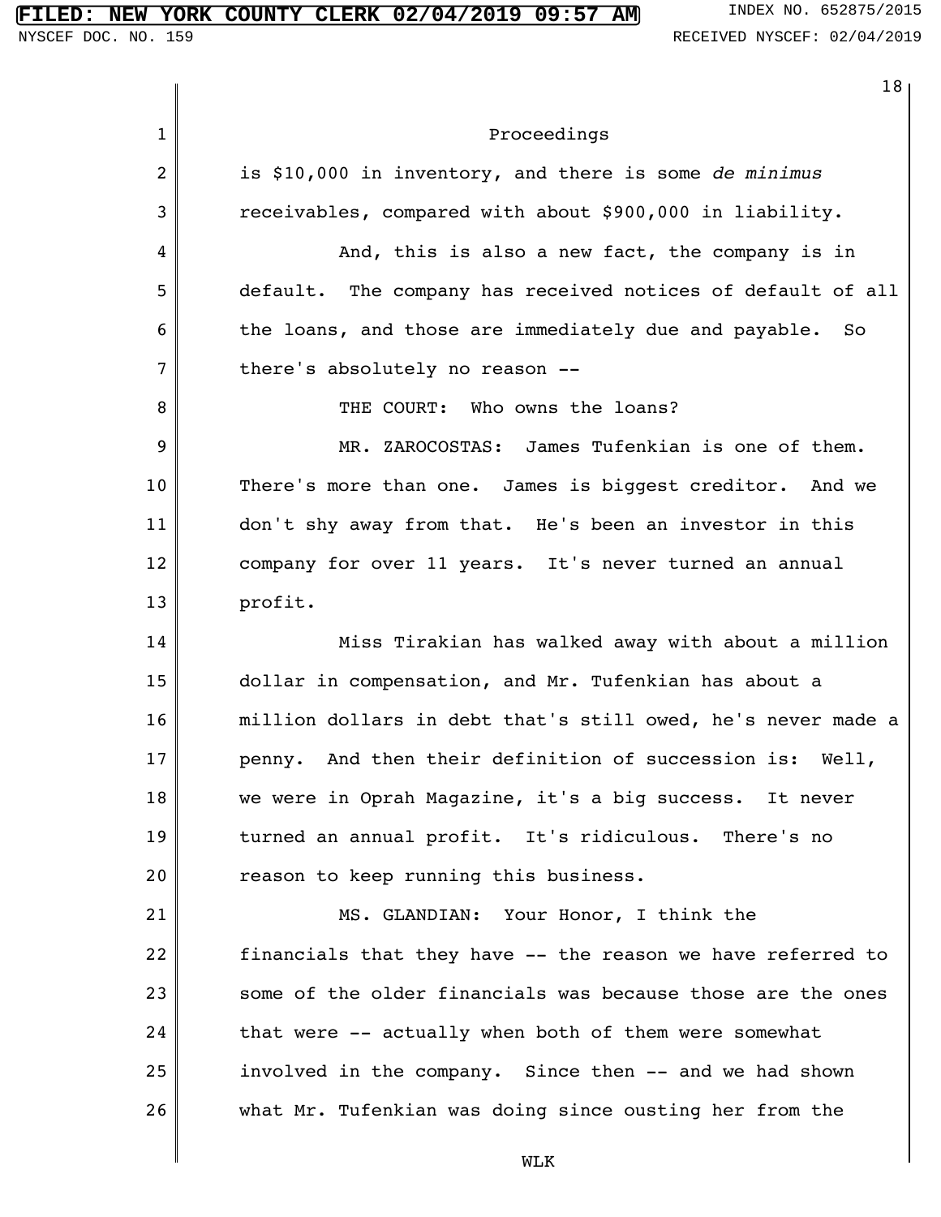Proceedings

is $10,000 in inventory, and there is some *de minimus* receivables, compared with about $900,000 in liability.

And, this is also a new fact, the company is in default. The company has received notices of default of all the loans, and those are immediately due and payable. So there's absolutely no reason --

THE COURT: Who owns the loans?

MR. ZAROCOSTAS: James Tufenkian is one of them. There's more than one. James is biggest creditor. And we don't shy away from that. He's been an investor in this company for over 11 years. It's never turned an annual profit.

Miss Tirakian has walked away with about a million dollar in compensation, and Mr. Tufenkian has about a million dollars in debt that's still owed, he's never made a penny. And then their definition of succession is: Well, we were in Oprah Magazine, it's a big success. It never turned an annual profit. It's ridiculous. There's no reason to keep running this business.

MS. GLANDIAN: Your Honor, I think the financials that they have -- the reason we have referred to some of the older financials was because those are the ones that were -- actually when both of them were somewhat involved in the company. Since then -- and we had shown what Mr. Tufenkian was doing since ousting her from the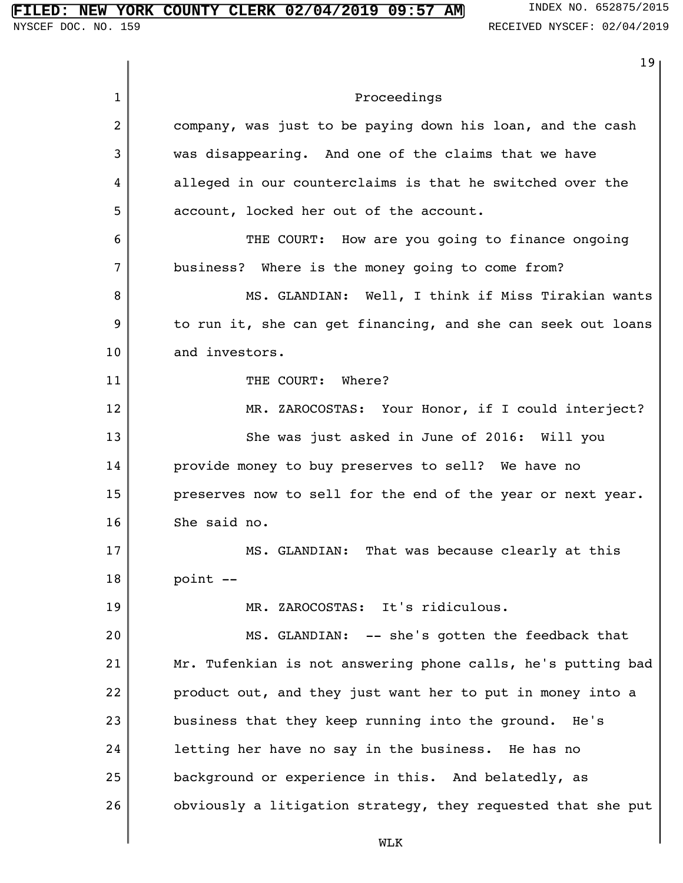Proceedings

company, was just to be paying down his loan, and the cash was disappearing. And one of the claims that we have alleged in our counterclaims is that he switched over the account, locked her out of the account.

THE COURT: How are you going to finance ongoing business? Where is the money going to come from?

MS. GLANDIAN: Well, I think if Miss Tirakian wants to run it, she can get financing, and she can seek out loans and investors.

THE COURT: Where?

MR. ZAROCOSTAS: Your Honor, if I could interject?

She was just asked in June of 2016: Will you provide money to buy preserves to sell? We have no preserves now to sell for the end of the year or next year. She said no.

MS. GLANDIAN: That was because clearly at this point --

MR. ZAROCOSTAS: It's ridiculous.

MS. GLANDIAN: -- she's gotten the feedback that Mr. Tufenkian is not answering phone calls, he's putting bad product out, and they just want her to put in money into a business that they keep running into the ground. He's letting her have no say in the business. He has no background or experience in this. And belatedly, as obviously a litigation strategy, they requested that she put

WLK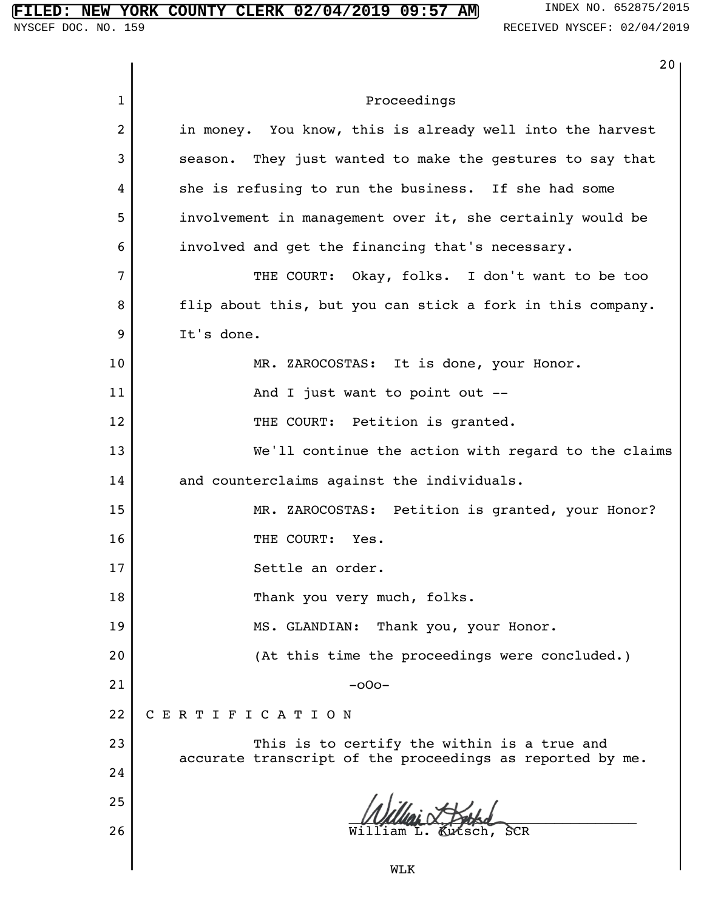Proceedings

in money. You know, this is already well into the harvest season. They just wanted to make the gestures to say that she is refusing to run the business. If she had some involvement in management over it, she certainly would be involved and get the financing that's necessary.

THE COURT: Okay, folks. I don't want to be too flip about this, but you can stick a fork in this company. It's done.

MR. ZAROCOSTAS: It is done, your Honor.

And I just want to point out --

THE COURT: Petition is granted.

We'll continue the action with regard to the claims and counterclaims against the individuals.

MR. ZAROCOSTAS: Petition is granted, your Honor?

THE COURT: Yes.

Settle an order.

Thank you very much, folks.

MS. GLANDIAN: Thank you, your Honor.

(At this time the proceedings were concluded.)

-oOo-

C E R T I F I C A T I O N

This is to certify the within is a true and accurate transcript of the proceedings as reported by me.

William L. Kutsch, SCR

WLK